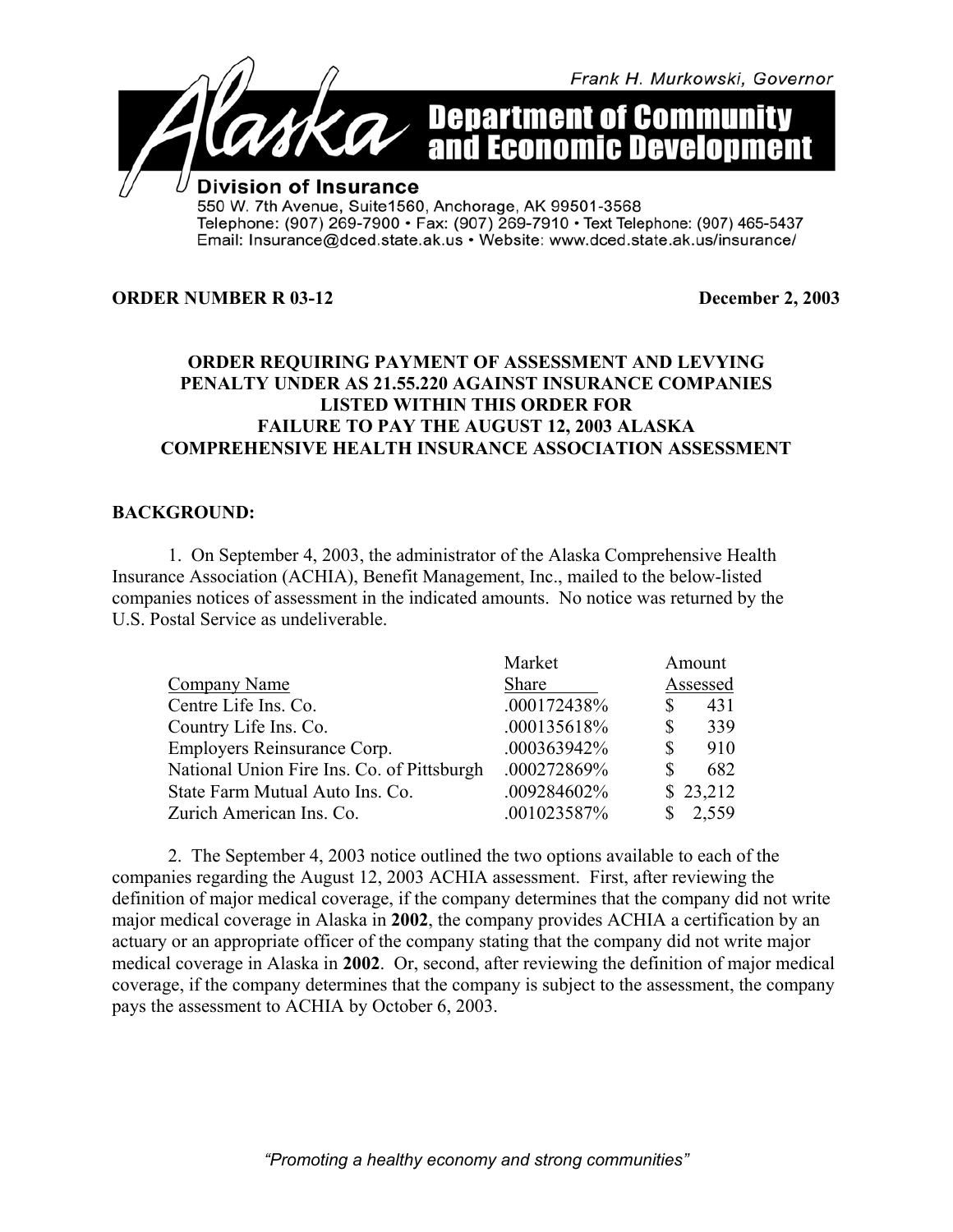Frank H. Murkowski, Governor

# Alaska Department of Community and Economic Development

**Division of Insurance**
550 W. 7th Avenue, Suite1560, Anchorage, AK 99501-3568
Telephone: (907) 269-7900 • Fax: (907) 269-7910 • Text Telephone: (907) 465-5437
Email: Insurance@dced.state.ak.us • Website: www.dced.state.ak.us/insurance/

**ORDER NUMBER R 03-12** **December 2, 2003**

## ORDER REQUIRING PAYMENT OF ASSESSMENT AND LEVYING PENALTY UNDER AS 21.55.220 AGAINST INSURANCE COMPANIES LISTED WITHIN THIS ORDER FOR FAILURE TO PAY THE AUGUST 12, 2003 ALASKA COMPREHENSIVE HEALTH INSURANCE ASSOCIATION ASSESSMENT

**BACKGROUND:**

1. On September 4, 2003, the administrator of the Alaska Comprehensive Health Insurance Association (ACHIA), Benefit Management, Inc., mailed to the below-listed companies notices of assessment in the indicated amounts. No notice was returned by the U.S. Postal Service as undeliverable.

| Company Name | Market Share | Amount Assessed |
|---|---|---|
| Centre Life Ins. Co. | .000172438% | $ 431 |
| Country Life Ins. Co. | .000135618% | $ 339 |
| Employers Reinsurance Corp. | .000363942% | $ 910 |
| National Union Fire Ins. Co. of Pittsburgh | .000272869% | $ 682 |
| State Farm Mutual Auto Ins. Co. | .009284602% | $ 23,212 |
| Zurich American Ins. Co. | .001023587% | $ 2,559 |

2. The September 4, 2003 notice outlined the two options available to each of the companies regarding the August 12, 2003 ACHIA assessment. First, after reviewing the definition of major medical coverage, if the company determines that the company did not write major medical coverage in Alaska in **2002**, the company provides ACHIA a certification by an actuary or an appropriate officer of the company stating that the company did not write major medical coverage in Alaska in **2002**. Or, second, after reviewing the definition of major medical coverage, if the company determines that the company is subject to the assessment, the company pays the assessment to ACHIA by October 6, 2003.

*"Promoting a healthy economy and strong communities"*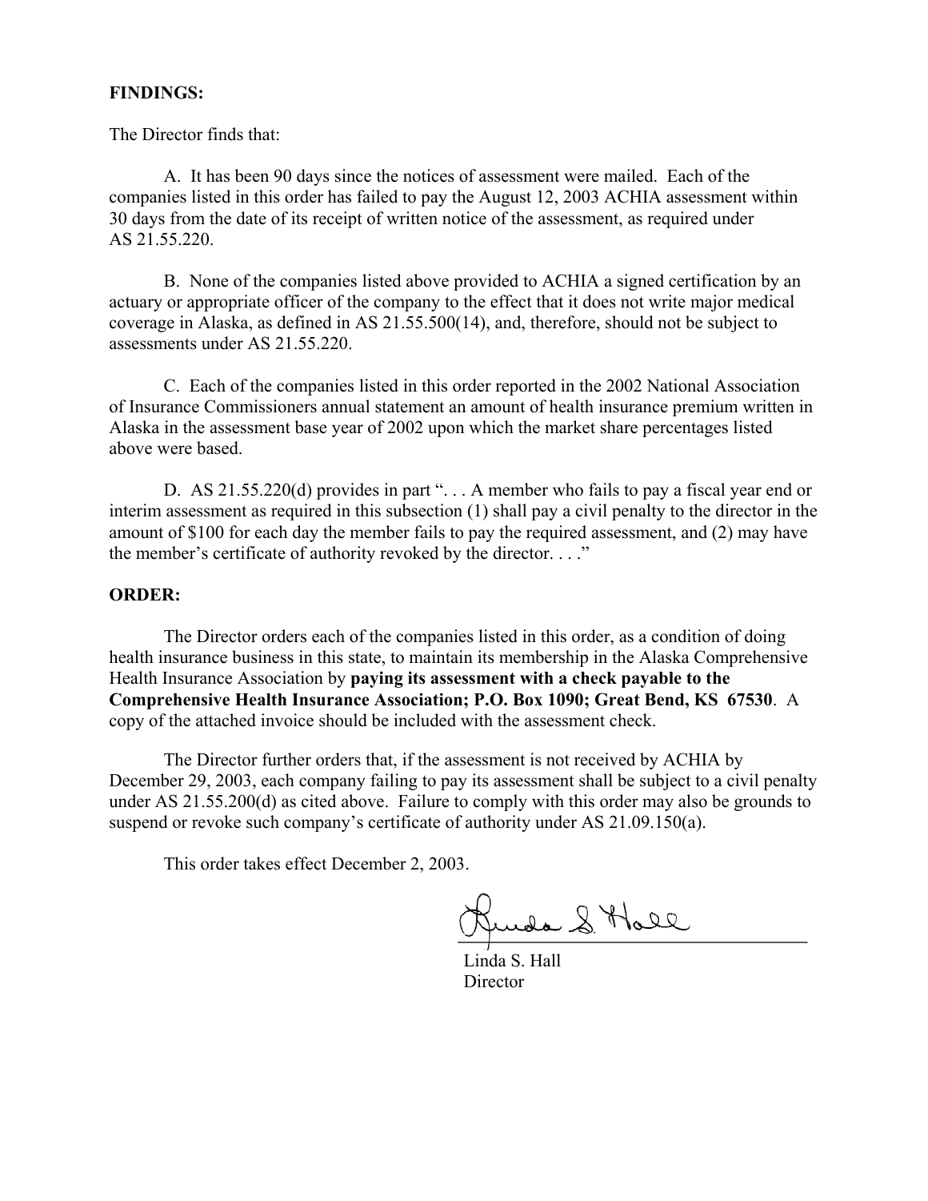**FINDINGS:**

The Director finds that:

A. It has been 90 days since the notices of assessment were mailed. Each of the companies listed in this order has failed to pay the August 12, 2003 ACHIA assessment within 30 days from the date of its receipt of written notice of the assessment, as required under AS 21.55.220.

B. None of the companies listed above provided to ACHIA a signed certification by an actuary or appropriate officer of the company to the effect that it does not write major medical coverage in Alaska, as defined in AS 21.55.500(14), and, therefore, should not be subject to assessments under AS 21.55.220.

C. Each of the companies listed in this order reported in the 2002 National Association of Insurance Commissioners annual statement an amount of health insurance premium written in Alaska in the assessment base year of 2002 upon which the market share percentages listed above were based.

D. AS 21.55.220(d) provides in part ". . . A member who fails to pay a fiscal year end or interim assessment as required in this subsection (1) shall pay a civil penalty to the director in the amount of $100 for each day the member fails to pay the required assessment, and (2) may have the member's certificate of authority revoked by the director. . . ."

**ORDER:**

The Director orders each of the companies listed in this order, as a condition of doing health insurance business in this state, to maintain its membership in the Alaska Comprehensive Health Insurance Association by **paying its assessment with a check payable to the Comprehensive Health Insurance Association; P.O. Box 1090; Great Bend, KS 67530**. A copy of the attached invoice should be included with the assessment check.

The Director further orders that, if the assessment is not received by ACHIA by December 29, 2003, each company failing to pay its assessment shall be subject to a civil penalty under AS 21.55.200(d) as cited above. Failure to comply with this order may also be grounds to suspend or revoke such company's certificate of authority under AS 21.09.150(a).

This order takes effect December 2, 2003.

Linda S. Hall
Director